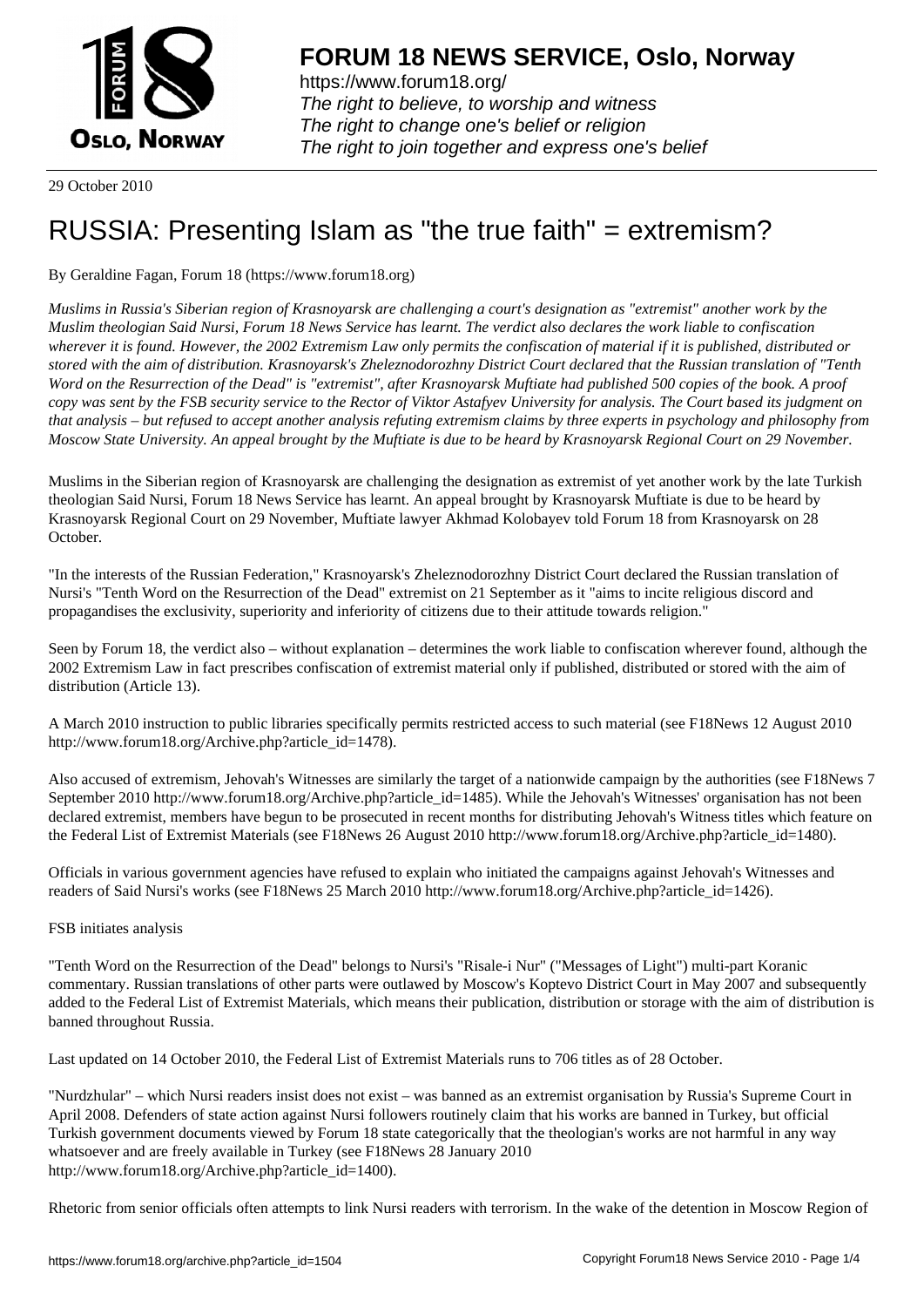29 October 2010

# RUSSIA: Presenting Islam as "the true faith" = extremism?

By Geraldine Fagan, Forum 18 (https://www.forum18.org)

*Muslims in Russia's Siberian region of Krasnoyarsk are challenging a court's designation as "extremist" another work by the Muslim theologian Said Nursi, Forum 18 News Service has learnt. The verdict also declares the work liable to confiscation wherever it is found. However, the 2002 Extremism Law only permits the confiscation of material if it is published, distributed or stored with the aim of distribution. Krasnoyarsk's Zheleznodorozhny District Court declared that the Russian translation of "Tenth Word on the Resurrection of the Dead" is "extremist", after Krasnoyarsk Muftiate had published 500 copies of the book. A proof copy was sent by the FSB security service to the Rector of Viktor Astafyev University for analysis. The Court based its judgment on that analysis – but refused to accept another analysis refuting extremism claims by three experts in psychology and philosophy from Moscow State University. An appeal brought by the Muftiate is due to be heard by Krasnoyarsk Regional Court on 29 November.*

Muslims in the Siberian region of Krasnoyarsk are challenging the designation as extremist of yet another work by the late Turkish theologian Said Nursi, Forum 18 News Service has learnt. An appeal brought by Krasnoyarsk Muftiate is due to be heard by Krasnoyarsk Regional Court on 29 November, Muftiate lawyer Akhmad Kolobayev told Forum 18 from Krasnoyarsk on 28 October.

"In the interests of the Russian Federation," Krasnoyarsk's Zheleznodorozhny District Court declared the Russian translation of Nursi's "Tenth Word on the Resurrection of the Dead" extremist on 21 September as it "aims to incite religious discord and propagandises the exclusivity, superiority and inferiority of citizens due to their attitude towards religion."

Seen by Forum 18, the verdict also – without explanation – determines the work liable to confiscation wherever found, although the 2002 Extremism Law in fact prescribes confiscation of extremist material only if published, distributed or stored with the aim of distribution (Article 13).

A March 2010 instruction to public libraries specifically permits restricted access to such material (see F18News 12 August 2010 http://www.forum18.org/Archive.php?article_id=1478).

Also accused of extremism, Jehovah's Witnesses are similarly the target of a nationwide campaign by the authorities (see F18News 7 September 2010 http://www.forum18.org/Archive.php?article_id=1485). While the Jehovah's Witnesses' organisation has not been declared extremist, members have begun to be prosecuted in recent months for distributing Jehovah's Witness titles which feature on the Federal List of Extremist Materials (see F18News 26 August 2010 http://www.forum18.org/Archive.php?article_id=1480).

Officials in various government agencies have refused to explain who initiated the campaigns against Jehovah's Witnesses and readers of Said Nursi's works (see F18News 25 March 2010 http://www.forum18.org/Archive.php?article_id=1426).

FSB initiates analysis

"Tenth Word on the Resurrection of the Dead" belongs to Nursi's "Risale-i Nur" ("Messages of Light") multi-part Koranic commentary. Russian translations of other parts were outlawed by Moscow's Koptevo District Court in May 2007 and subsequently added to the Federal List of Extremist Materials, which means their publication, distribution or storage with the aim of distribution is banned throughout Russia.

Last updated on 14 October 2010, the Federal List of Extremist Materials runs to 706 titles as of 28 October.

"Nurdzhular" – which Nursi readers insist does not exist – was banned as an extremist organisation by Russia's Supreme Court in April 2008. Defenders of state action against Nursi followers routinely claim that his works are banned in Turkey, but official Turkish government documents viewed by Forum 18 state categorically that the theologian's works are not harmful in any way whatsoever and are freely available in Turkey (see F18News 28 January 2010 http://www.forum18.org/Archive.php?article_id=1400).

Rhetoric from senior officials often attempts to link Nursi readers with terrorism. In the wake of the detention in Moscow Region of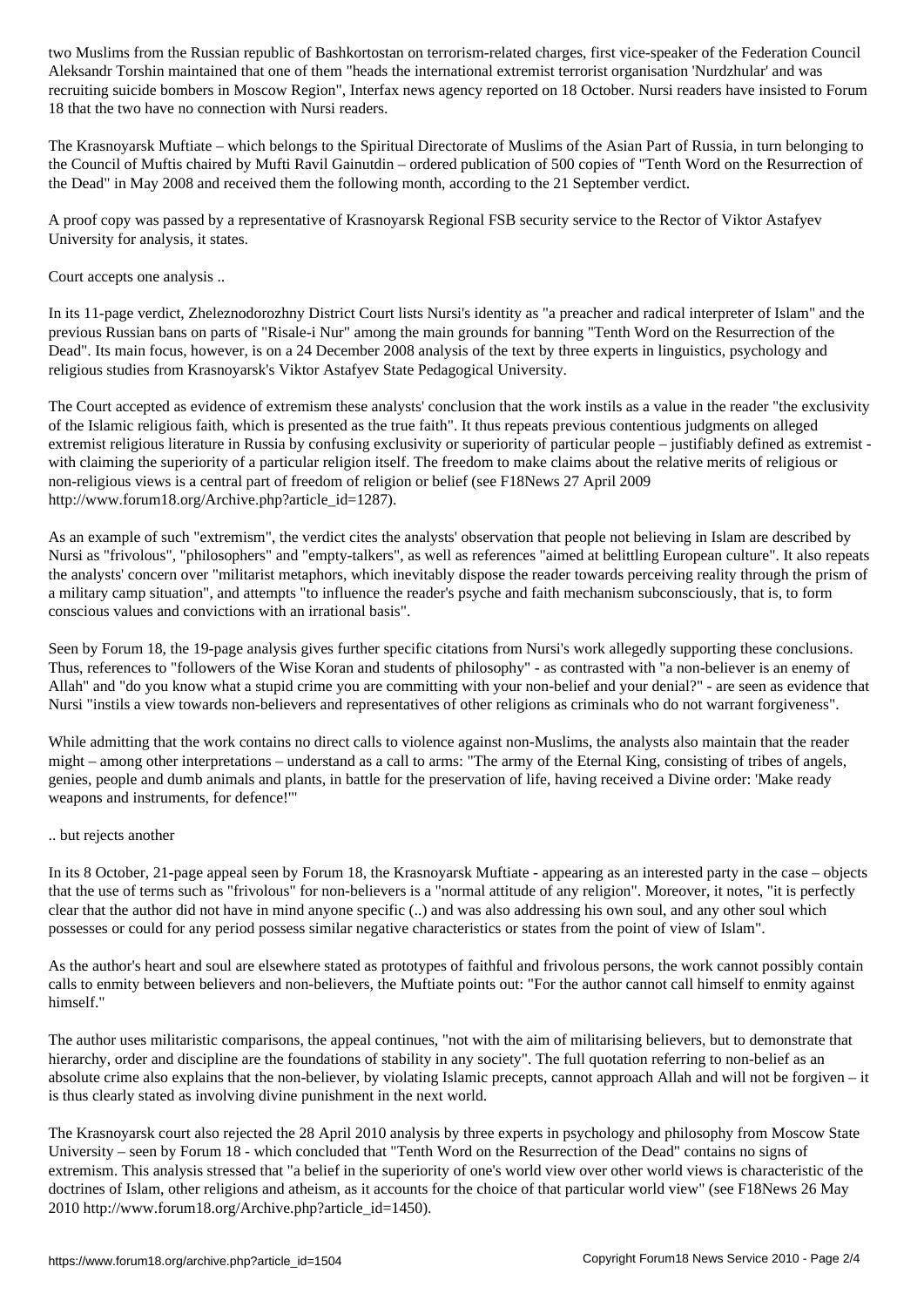two Muslims from the Russian republic of Bashkortostan on terrorism-related charges, first vice-speaker of the Federation Council Aleksandr Torshin maintained that one of them "heads the international extremist terrorist organisation 'Nurdzhular' and was recruiting suicide bombers in Moscow Region", Interfax news agency reported on 18 October. Nursi readers have insisted to Forum 18 that the two have no connection with Nursi readers.

The Krasnoyarsk Muftiate – which belongs to the Spiritual Directorate of Muslims of the Asian Part of Russia, in turn belonging to the Council of Muftis chaired by Mufti Ravil Gainutdin – ordered publication of 500 copies of "Tenth Word on the Resurrection of the Dead" in May 2008 and received them the following month, according to the 21 September verdict.

A proof copy was passed by a representative of Krasnoyarsk Regional FSB security service to the Rector of Viktor Astafyev University for analysis, it states.

Court accepts one analysis ..

In its 11-page verdict, Zheleznodorozhny District Court lists Nursi's identity as "a preacher and radical interpreter of Islam" and the previous Russian bans on parts of "Risale-i Nur" among the main grounds for banning "Tenth Word on the Resurrection of the Dead". Its main focus, however, is on a 24 December 2008 analysis of the text by three experts in linguistics, psychology and religious studies from Krasnoyarsk's Viktor Astafyev State Pedagogical University.

The Court accepted as evidence of extremism these analysts' conclusion that the work instils as a value in the reader "the exclusivity of the Islamic religious faith, which is presented as the true faith". It thus repeats previous contentious judgments on alleged extremist religious literature in Russia by confusing exclusivity or superiority of particular people – justifiably defined as extremist - with claiming the superiority of a particular religion itself. The freedom to make claims about the relative merits of religious or non-religious views is a central part of freedom of religion or belief (see F18News 27 April 2009 http://www.forum18.org/Archive.php?article_id=1287).

As an example of such "extremism", the verdict cites the analysts' observation that people not believing in Islam are described by Nursi as "frivolous", "philosophers" and "empty-talkers", as well as references "aimed at belittling European culture". It also repeats the analysts' concern over "militarist metaphors, which inevitably dispose the reader towards perceiving reality through the prism of a military camp situation", and attempts "to influence the reader's psyche and faith mechanism subconsciously, that is, to form conscious values and convictions with an irrational basis".

Seen by Forum 18, the 19-page analysis gives further specific citations from Nursi's work allegedly supporting these conclusions. Thus, references to "followers of the Wise Koran and students of philosophy" - as contrasted with "a non-believer is an enemy of Allah" and "do you know what a stupid crime you are committing with your non-belief and your denial?" - are seen as evidence that Nursi "instils a view towards non-believers and representatives of other religions as criminals who do not warrant forgiveness".

While admitting that the work contains no direct calls to violence against non-Muslims, the analysts also maintain that the reader might – among other interpretations – understand as a call to arms: "The army of the Eternal King, consisting of tribes of angels, genies, people and dumb animals and plants, in battle for the preservation of life, having received a Divine order: 'Make ready weapons and instruments, for defence!'"

.. but rejects another

In its 8 October, 21-page appeal seen by Forum 18, the Krasnoyarsk Muftiate - appearing as an interested party in the case – objects that the use of terms such as "frivolous" for non-believers is a "normal attitude of any religion". Moreover, it notes, "it is perfectly clear that the author did not have in mind anyone specific (..) and was also addressing his own soul, and any other soul which possesses or could for any period possess similar negative characteristics or states from the point of view of Islam".

As the author's heart and soul are elsewhere stated as prototypes of faithful and frivolous persons, the work cannot possibly contain calls to enmity between believers and non-believers, the Muftiate points out: "For the author cannot call himself to enmity against himself."

The author uses militaristic comparisons, the appeal continues, "not with the aim of militarising believers, but to demonstrate that hierarchy, order and discipline are the foundations of stability in any society". The full quotation referring to non-belief as an absolute crime also explains that the non-believer, by violating Islamic precepts, cannot approach Allah and will not be forgiven – it is thus clearly stated as involving divine punishment in the next world.

The Krasnoyarsk court also rejected the 28 April 2010 analysis by three experts in psychology and philosophy from Moscow State University – seen by Forum 18 - which concluded that "Tenth Word on the Resurrection of the Dead" contains no signs of extremism. This analysis stressed that "a belief in the superiority of one's world view over other world views is characteristic of the doctrines of Islam, other religions and atheism, as it accounts for the choice of that particular world view" (see F18News 26 May 2010 http://www.forum18.org/Archive.php?article_id=1450).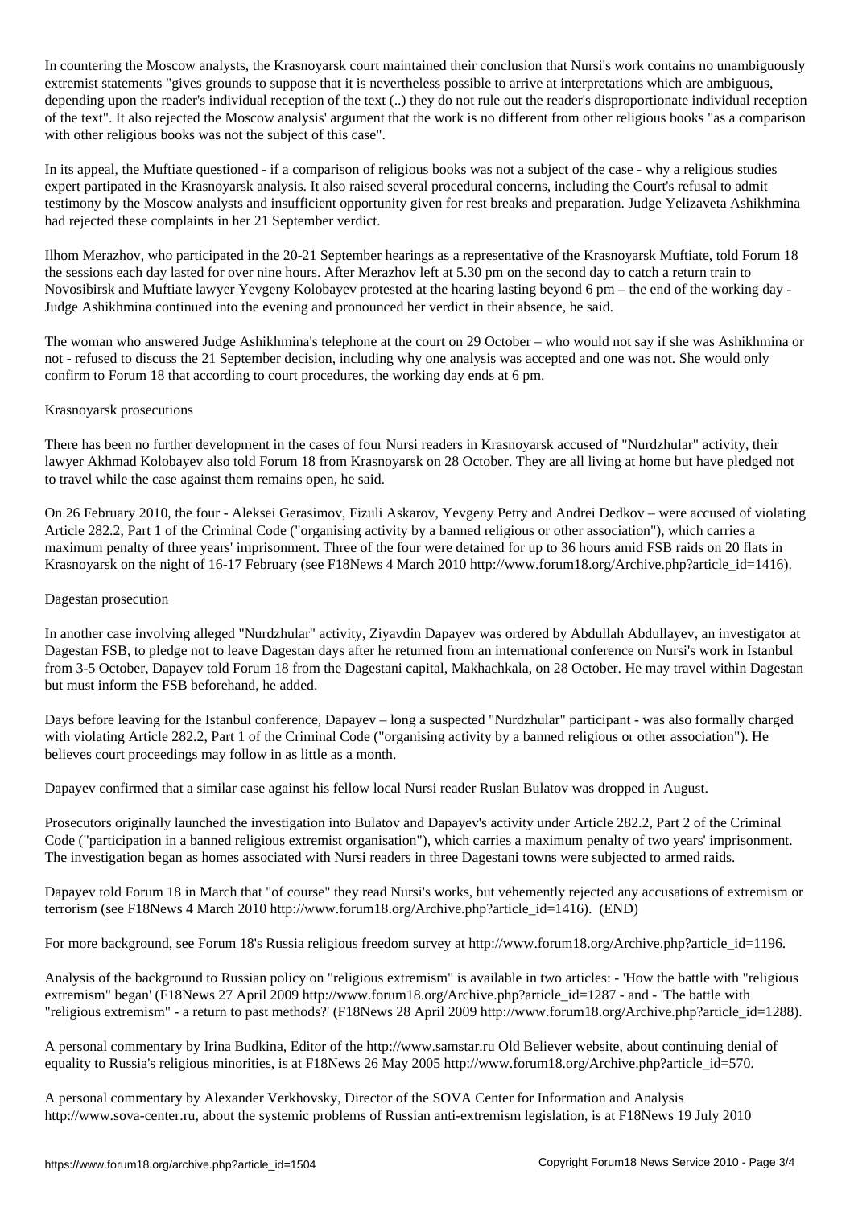In countering the Moscow analysts, the Krasnoyarsk court maintained their conclusion that Nursi's work contains no unambiguously extremist statements "gives grounds to suppose that it is nevertheless possible to arrive at interpretations which are ambiguous, depending upon the reader's individual reception of the text (..) they do not rule out the reader's disproportionate individual reception of the text". It also rejected the Moscow analysis' argument that the work is no different from other religious books "as a comparison with other religious books was not the subject of this case".

In its appeal, the Muftiate questioned - if a comparison of religious books was not a subject of the case - why a religious studies expert partipated in the Krasnoyarsk analysis. It also raised several procedural concerns, including the Court's refusal to admit testimony by the Moscow analysts and insufficient opportunity given for rest breaks and preparation. Judge Yelizaveta Ashikhmina had rejected these complaints in her 21 September verdict.

Ilhom Merazhov, who participated in the 20-21 September hearings as a representative of the Krasnoyarsk Muftiate, told Forum 18 the sessions each day lasted for over nine hours. After Merazhov left at 5.30 pm on the second day to catch a return train to Novosibirsk and Muftiate lawyer Yevgeny Kolobayev protested at the hearing lasting beyond 6 pm – the end of the working day - Judge Ashikhmina continued into the evening and pronounced her verdict in their absence, he said.

The woman who answered Judge Ashikhmina's telephone at the court on 29 October – who would not say if she was Ashikhmina or not - refused to discuss the 21 September decision, including why one analysis was accepted and one was not. She would only confirm to Forum 18 that according to court procedures, the working day ends at 6 pm.

Krasnoyarsk prosecutions

There has been no further development in the cases of four Nursi readers in Krasnoyarsk accused of "Nurdzhular" activity, their lawyer Akhmad Kolobayev also told Forum 18 from Krasnoyarsk on 28 October. They are all living at home but have pledged not to travel while the case against them remains open, he said.

On 26 February 2010, the four - Aleksei Gerasimov, Fizuli Askarov, Yevgeny Petry and Andrei Dedkov – were accused of violating Article 282.2, Part 1 of the Criminal Code ("organising activity by a banned religious or other association"), which carries a maximum penalty of three years' imprisonment. Three of the four were detained for up to 36 hours amid FSB raids on 20 flats in Krasnoyarsk on the night of 16-17 February (see F18News 4 March 2010 http://www.forum18.org/Archive.php?article_id=1416).

Dagestan prosecution

In another case involving alleged "Nurdzhular" activity, Ziyavdin Dapayev was ordered by Abdullah Abdullayev, an investigator at Dagestan FSB, to pledge not to leave Dagestan days after he returned from an international conference on Nursi's work in Istanbul from 3-5 October, Dapayev told Forum 18 from the Dagestani capital, Makhachkala, on 28 October. He may travel within Dagestan but must inform the FSB beforehand, he added.

Days before leaving for the Istanbul conference, Dapayev – long a suspected "Nurdzhular" participant - was also formally charged with violating Article 282.2, Part 1 of the Criminal Code ("organising activity by a banned religious or other association"). He believes court proceedings may follow in as little as a month.

Dapayev confirmed that a similar case against his fellow local Nursi reader Ruslan Bulatov was dropped in August.

Prosecutors originally launched the investigation into Bulatov and Dapayev's activity under Article 282.2, Part 2 of the Criminal Code ("participation in a banned religious extremist organisation"), which carries a maximum penalty of two years' imprisonment. The investigation began as homes associated with Nursi readers in three Dagestani towns were subjected to armed raids.

Dapayev told Forum 18 in March that "of course" they read Nursi's works, but vehemently rejected any accusations of extremism or terrorism (see F18News 4 March 2010 http://www.forum18.org/Archive.php?article_id=1416). (END)

For more background, see Forum 18's Russia religious freedom survey at http://www.forum18.org/Archive.php?article_id=1196.

Analysis of the background to Russian policy on "religious extremism" is available in two articles: - 'How the battle with "religious extremism" began' (F18News 27 April 2009 http://www.forum18.org/Archive.php?article_id=1287 - and - 'The battle with "religious extremism" - a return to past methods?' (F18News 28 April 2009 http://www.forum18.org/Archive.php?article_id=1288).

A personal commentary by Irina Budkina, Editor of the http://www.samstar.ru Old Believer website, about continuing denial of equality to Russia's religious minorities, is at F18News 26 May 2005 http://www.forum18.org/Archive.php?article_id=570.

A personal commentary by Alexander Verkhovsky, Director of the SOVA Center for Information and Analysis http://www.sova-center.ru, about the systemic problems of Russian anti-extremism legislation, is at F18News 19 July 2010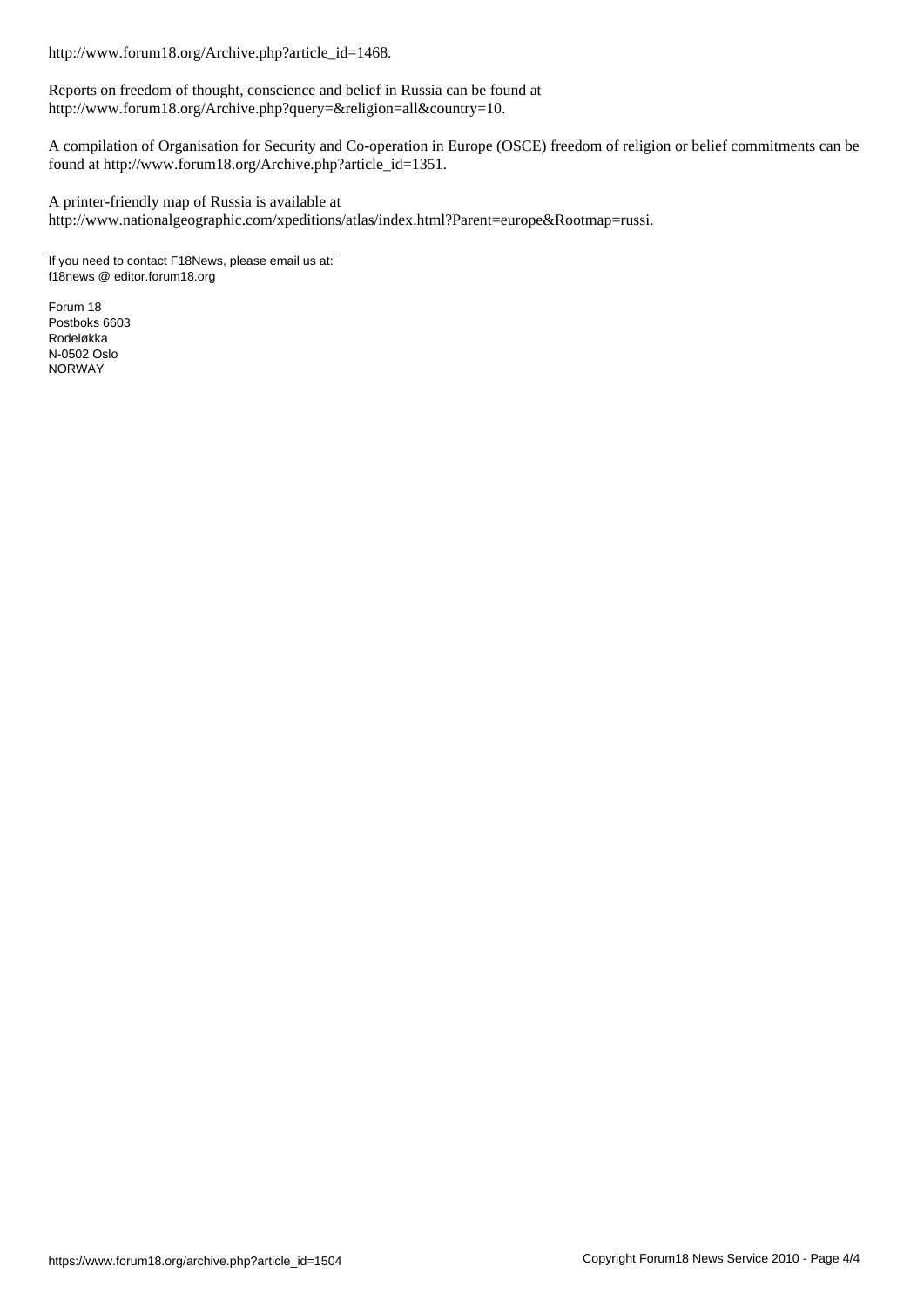http://www.forum18.org/Archive.php?article_id=1468.

Reports on freedom of thought, conscience and belief in Russia can be found at http://www.forum18.org/Archive.php?query=&religion=all&country=10.

A compilation of Organisation for Security and Co-operation in Europe (OSCE) freedom of religion or belief commitments can be found at http://www.forum18.org/Archive.php?article_id=1351.

A printer-friendly map of Russia is available at http://www.nationalgeographic.com/xpeditions/atlas/index.html?Parent=europe&Rootmap=russi.

---

If you need to contact F18News, please email us at:
f18news @ editor.forum18.org

Forum 18
Postboks 6603
Rodeløkka
N-0502 Oslo
NORWAY